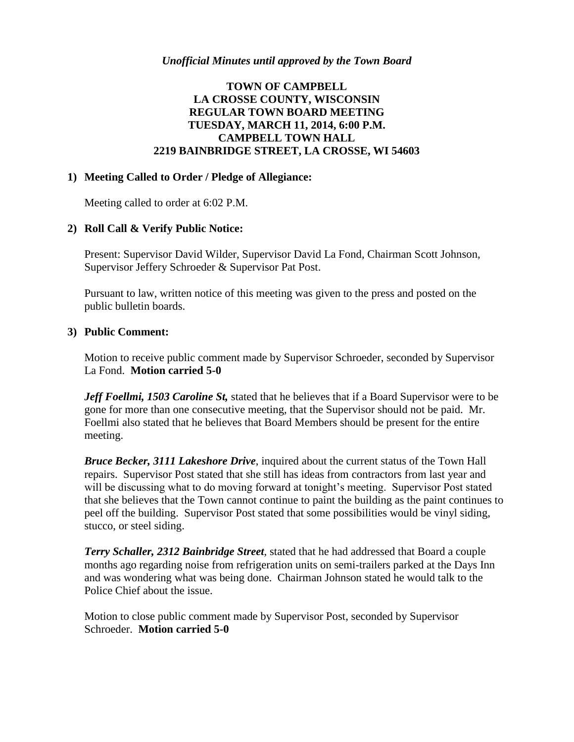*Unofficial Minutes until approved by the Town Board*

**TOWN OF CAMPBELL**
**LA CROSSE COUNTY, WISCONSIN**
**REGULAR TOWN BOARD MEETING**
**TUESDAY, MARCH 11, 2014, 6:00 P.M.**
**CAMPBELL TOWN HALL**
**2219 BAINBRIDGE STREET, LA CROSSE, WI 54603**

**1) Meeting Called to Order / Pledge of Allegiance:**

Meeting called to order at 6:02 P.M.

**2) Roll Call & Verify Public Notice:**

Present: Supervisor David Wilder, Supervisor David La Fond, Chairman Scott Johnson, Supervisor Jeffery Schroeder & Supervisor Pat Post.

Pursuant to law, written notice of this meeting was given to the press and posted on the public bulletin boards.

**3) Public Comment:**

Motion to receive public comment made by Supervisor Schroeder, seconded by Supervisor La Fond. **Motion carried 5-0**

***Jeff Foellmi, 1503 Caroline St,*** stated that he believes that if a Board Supervisor were to be gone for more than one consecutive meeting, that the Supervisor should not be paid. Mr. Foellmi also stated that he believes that Board Members should be present for the entire meeting.

***Bruce Becker, 3111 Lakeshore Drive***, inquired about the current status of the Town Hall repairs. Supervisor Post stated that she still has ideas from contractors from last year and will be discussing what to do moving forward at tonight's meeting. Supervisor Post stated that she believes that the Town cannot continue to paint the building as the paint continues to peel off the building. Supervisor Post stated that some possibilities would be vinyl siding, stucco, or steel siding.

***Terry Schaller, 2312 Bainbridge Street***, stated that he had addressed that Board a couple months ago regarding noise from refrigeration units on semi-trailers parked at the Days Inn and was wondering what was being done. Chairman Johnson stated he would talk to the Police Chief about the issue.

Motion to close public comment made by Supervisor Post, seconded by Supervisor Schroeder. **Motion carried 5-0**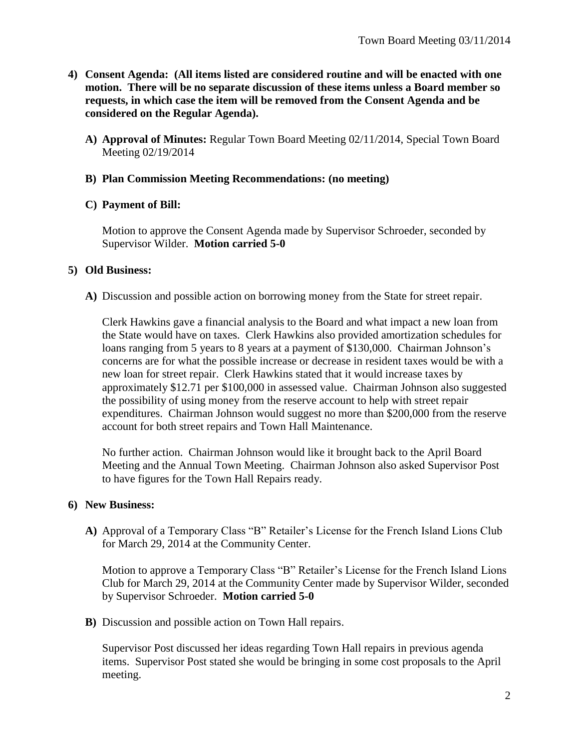**4) Consent Agenda: (All items listed are considered routine and will be enacted with one motion. There will be no separate discussion of these items unless a Board member so requests, in which case the item will be removed from the Consent Agenda and be considered on the Regular Agenda).**

**A) Approval of Minutes:** Regular Town Board Meeting 02/11/2014, Special Town Board Meeting 02/19/2014

**B) Plan Commission Meeting Recommendations: (no meeting)**

**C) Payment of Bill:**

Motion to approve the Consent Agenda made by Supervisor Schroeder, seconded by Supervisor Wilder. **Motion carried 5-0**

**5) Old Business:**

**A)** Discussion and possible action on borrowing money from the State for street repair.

Clerk Hawkins gave a financial analysis to the Board and what impact a new loan from the State would have on taxes. Clerk Hawkins also provided amortization schedules for loans ranging from 5 years to 8 years at a payment of $130,000. Chairman Johnson's concerns are for what the possible increase or decrease in resident taxes would be with a new loan for street repair. Clerk Hawkins stated that it would increase taxes by approximately $12.71 per $100,000 in assessed value. Chairman Johnson also suggested the possibility of using money from the reserve account to help with street repair expenditures. Chairman Johnson would suggest no more than $200,000 from the reserve account for both street repairs and Town Hall Maintenance.

No further action. Chairman Johnson would like it brought back to the April Board Meeting and the Annual Town Meeting. Chairman Johnson also asked Supervisor Post to have figures for the Town Hall Repairs ready.

**6) New Business:**

**A)** Approval of a Temporary Class "B" Retailer's License for the French Island Lions Club for March 29, 2014 at the Community Center.

Motion to approve a Temporary Class "B" Retailer's License for the French Island Lions Club for March 29, 2014 at the Community Center made by Supervisor Wilder, seconded by Supervisor Schroeder. **Motion carried 5-0**

**B)** Discussion and possible action on Town Hall repairs.

Supervisor Post discussed her ideas regarding Town Hall repairs in previous agenda items. Supervisor Post stated she would be bringing in some cost proposals to the April meeting.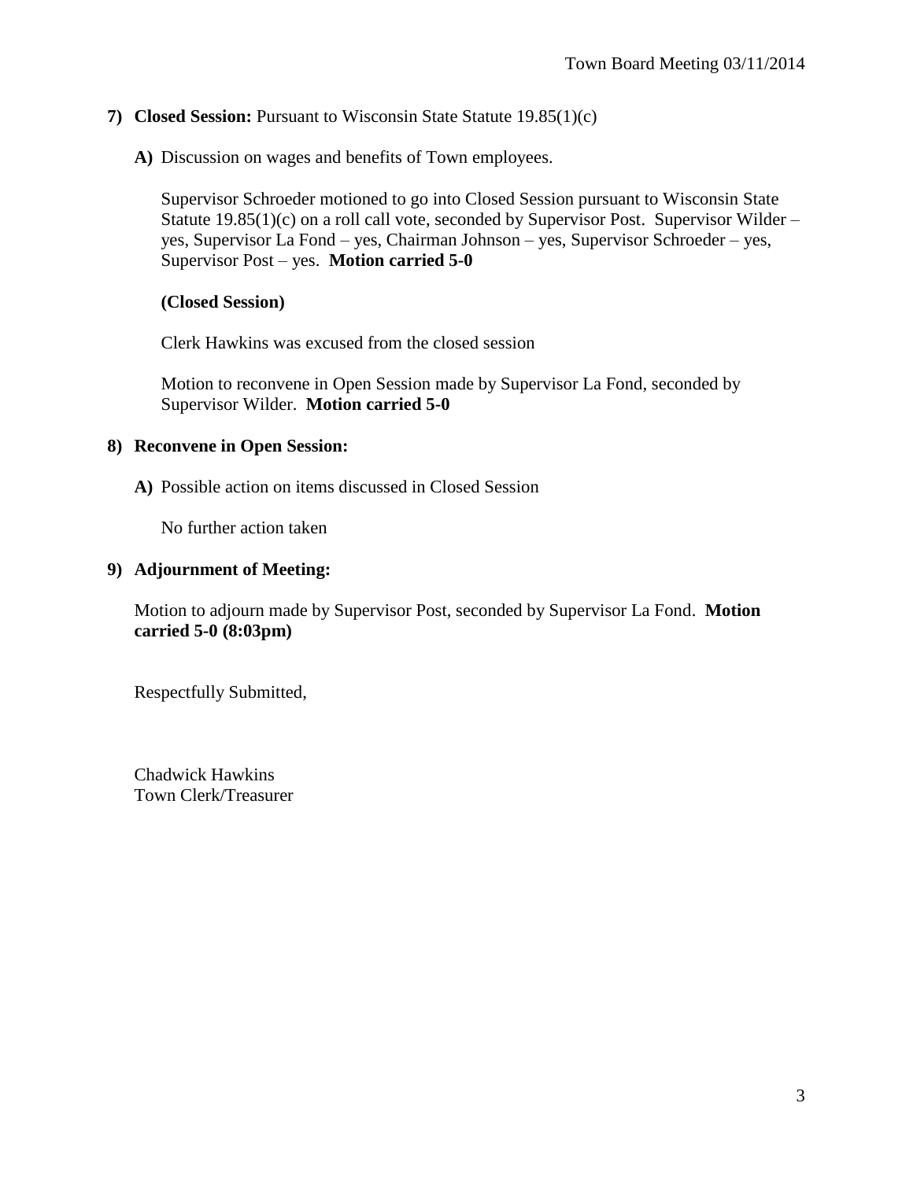**7) Closed Session:** Pursuant to Wisconsin State Statute 19.85(1)(c)

**A)** Discussion on wages and benefits of Town employees.

Supervisor Schroeder motioned to go into Closed Session pursuant to Wisconsin State Statute 19.85(1)(c) on a roll call vote, seconded by Supervisor Post. Supervisor Wilder – yes, Supervisor La Fond – yes, Chairman Johnson – yes, Supervisor Schroeder – yes, Supervisor Post – yes. **Motion carried 5-0**

**(Closed Session)**

Clerk Hawkins was excused from the closed session

Motion to reconvene in Open Session made by Supervisor La Fond, seconded by Supervisor Wilder. **Motion carried 5-0**

**8) Reconvene in Open Session:**

**A)** Possible action on items discussed in Closed Session

No further action taken

**9) Adjournment of Meeting:**

Motion to adjourn made by Supervisor Post, seconded by Supervisor La Fond. **Motion carried 5-0 (8:03pm)**

Respectfully Submitted,

Chadwick Hawkins
Town Clerk/Treasurer